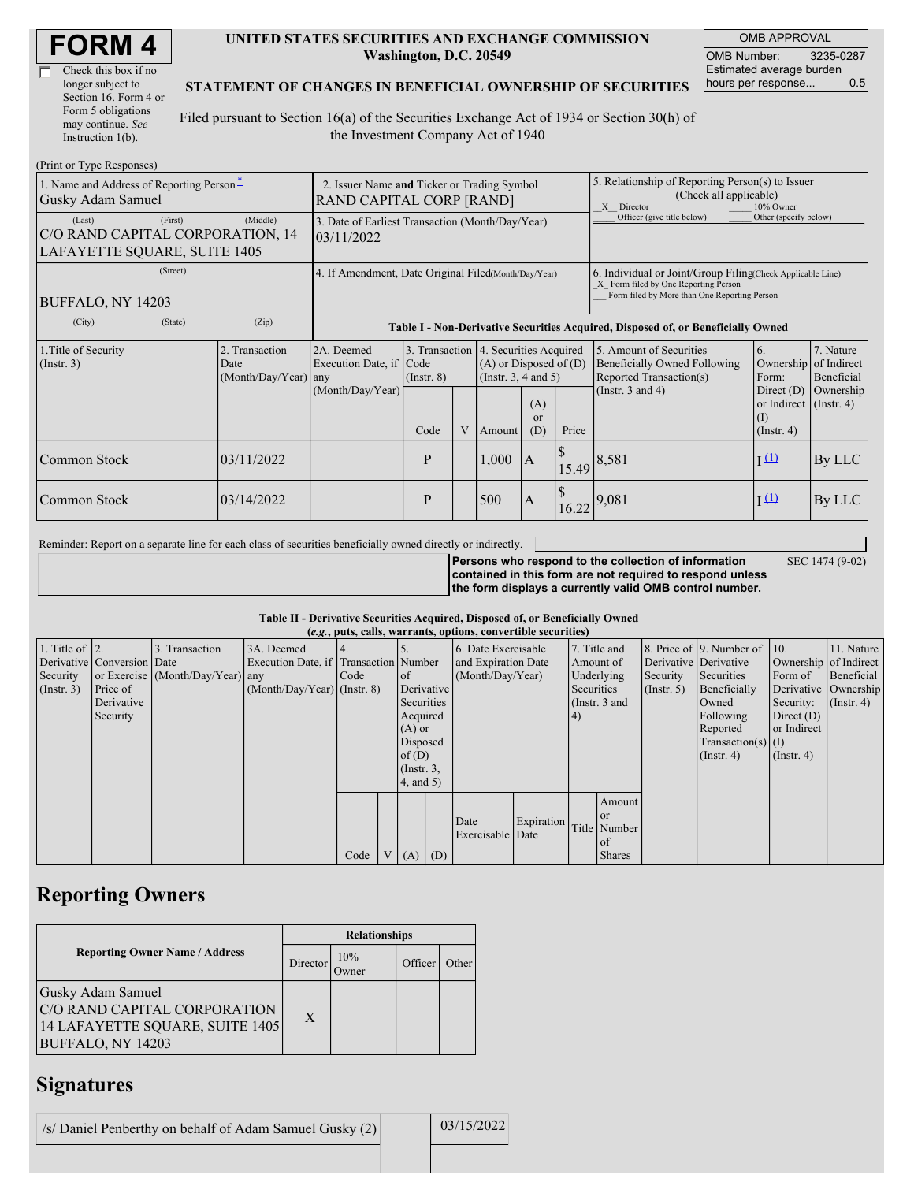# FORM 4

☐ Check this box if no longer subject to Section 16. Form 4 or Form 5 obligations may continue. *See* Instruction 1(b).

**UNITED STATES SECURITIES AND EXCHANGE COMMISSION**
**Washington, D.C. 20549**

**STATEMENT OF CHANGES IN BENEFICIAL OWNERSHIP OF SECURITIES**

Filed pursuant to Section 16(a) of the Securities Exchange Act of 1934 or Section 30(h) of the Investment Company Act of 1940

| OMB APPROVAL | |
|---|---|
| OMB Number: | 3235-0287 |
| Estimated average burden hours per response... | 0.5 |

(Print or Type Responses)

| 1. Name and Address of Reporting Person* | 2. Issuer Name and Ticker or Trading Symbol | 5. Relationship of Reporting Person(s) to Issuer (Check all applicable) |
|---|---|---|
| Gusky Adam Samuel | RAND CAPITAL CORP [RAND] | _X_ Director ___ 10% Owner ___ Officer (give title below) ___ Other (specify below) |
| (Last) (First) (Middle) C/O RAND CAPITAL CORPORATION, 14 LAFAYETTE SQUARE, SUITE 1405 | 3. Date of Earliest Transaction (Month/Day/Year) 03/11/2022 | |
| (Street) BUFFALO, NY 14203 | 4. If Amendment, Date Original Filed (Month/Day/Year) | 6. Individual or Joint/Group Filing (Check Applicable Line) _X_ Form filed by One Reporting Person ___ Form filed by More than One Reporting Person |
| (City) (State) (Zip) | | |

**Table I - Non-Derivative Securities Acquired, Disposed of, or Beneficially Owned**

| 1.Title of Security (Instr. 3) | 2. Transaction Date (Month/Day/Year) | 2A. Deemed Execution Date, if any (Month/Day/Year) | 3. Transaction Code (Instr. 8) | | 4. Securities Acquired (A) or Disposed of (D) (Instr. 3, 4 and 5) | | | 5. Amount of Securities Beneficially Owned Following Reported Transaction(s) (Instr. 3 and 4) | 6. Ownership Form: Direct (D) or Indirect (I) (Instr. 4) | 7. Nature of Indirect Beneficial Ownership (Instr. 4) |
|---|---|---|---|---|---|---|---|---|---|---|
| | | | Code | V | Amount | (A) or (D) | Price | | | |
| Common Stock | 03/11/2022 | | P | | 1,000 | A | $ 15.49 | 8,581 | I (1) | By LLC |
| Common Stock | 03/14/2022 | | P | | 500 | A | $ 16.22 | 9,081 | I (1) | By LLC |

Reminder: Report on a separate line for each class of securities beneficially owned directly or indirectly.

**Persons who respond to the collection of information contained in this form are not required to respond unless the form displays a currently valid OMB control number.** SEC 1474 (9-02)

**Table II - Derivative Securities Acquired, Disposed of, or Beneficially Owned**
**(*e.g.*, puts, calls, warrants, options, convertible securities)**

| 1. Title of Derivative Security (Instr. 3) | 2. Conversion or Exercise Price of Derivative Security | 3. Transaction Date (Month/Day/Year) | 3A. Deemed Execution Date, if any (Month/Day/Year) | 4. Transaction Code (Instr. 8) | | 5. Number of Derivative Securities Acquired (A) or Disposed of (D) (Instr. 3, 4, and 5) | | 6. Date Exercisable and Expiration Date (Month/Day/Year) | | 7. Title and Amount of Underlying Securities (Instr. 3 and 4) | | 8. Price of Derivative Security (Instr. 5) | 9. Number of Derivative Securities Beneficially Owned Following Reported Transaction(s) (Instr. 4) | 10. Ownership Form of Derivative Security: Direct (D) or Indirect (I) (Instr. 4) | 11. Nature of Indirect Beneficial Ownership (Instr. 4) |
|---|---|---|---|---|---|---|---|---|---|---|---|---|---|---|---|
| | | | | Code | V | (A) | (D) | Date Exercisable | Expiration Date | Title | Amount or Number of Shares | | | | |

## Reporting Owners

| Reporting Owner Name / Address | Relationships | | | |
|---|---|---|---|---|
| | Director | 10% Owner | Officer | Other |
| Gusky Adam Samuel C/O RAND CAPITAL CORPORATION 14 LAFAYETTE SQUARE, SUITE 1405 BUFFALO, NY 14203 | X | | | |

## Signatures

| /s/ Daniel Penberthy on behalf of Adam Samuel Gusky (2) | 03/15/2022 |
|---|---|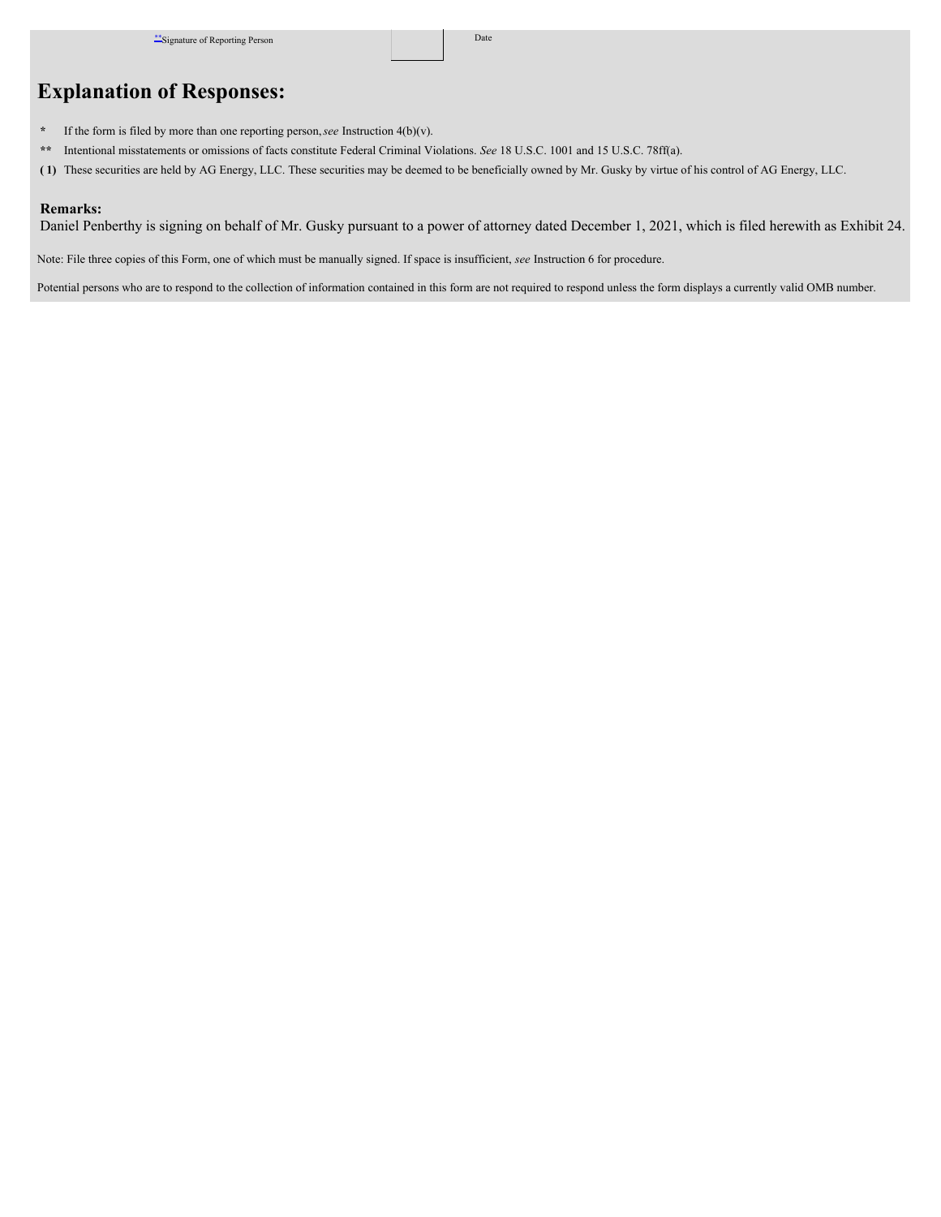| **Signature of Reporting Person | Date |
| --- | --- |

## Explanation of Responses:

\* If the form is filed by more than one reporting person, *see* Instruction 4(b)(v).

\*\* Intentional misstatements or omissions of facts constitute Federal Criminal Violations. *See* 18 U.S.C. 1001 and 15 U.S.C. 78ff(a).

**( 1)** These securities are held by AG Energy, LLC. These securities may be deemed to be beneficially owned by Mr. Gusky by virtue of his control of AG Energy, LLC.

**Remarks:**

Daniel Penberthy is signing on behalf of Mr. Gusky pursuant to a power of attorney dated December 1, 2021, which is filed herewith as Exhibit 24.

Note: File three copies of this Form, one of which must be manually signed. If space is insufficient, *see* Instruction 6 for procedure.

Potential persons who are to respond to the collection of information contained in this form are not required to respond unless the form displays a currently valid OMB number.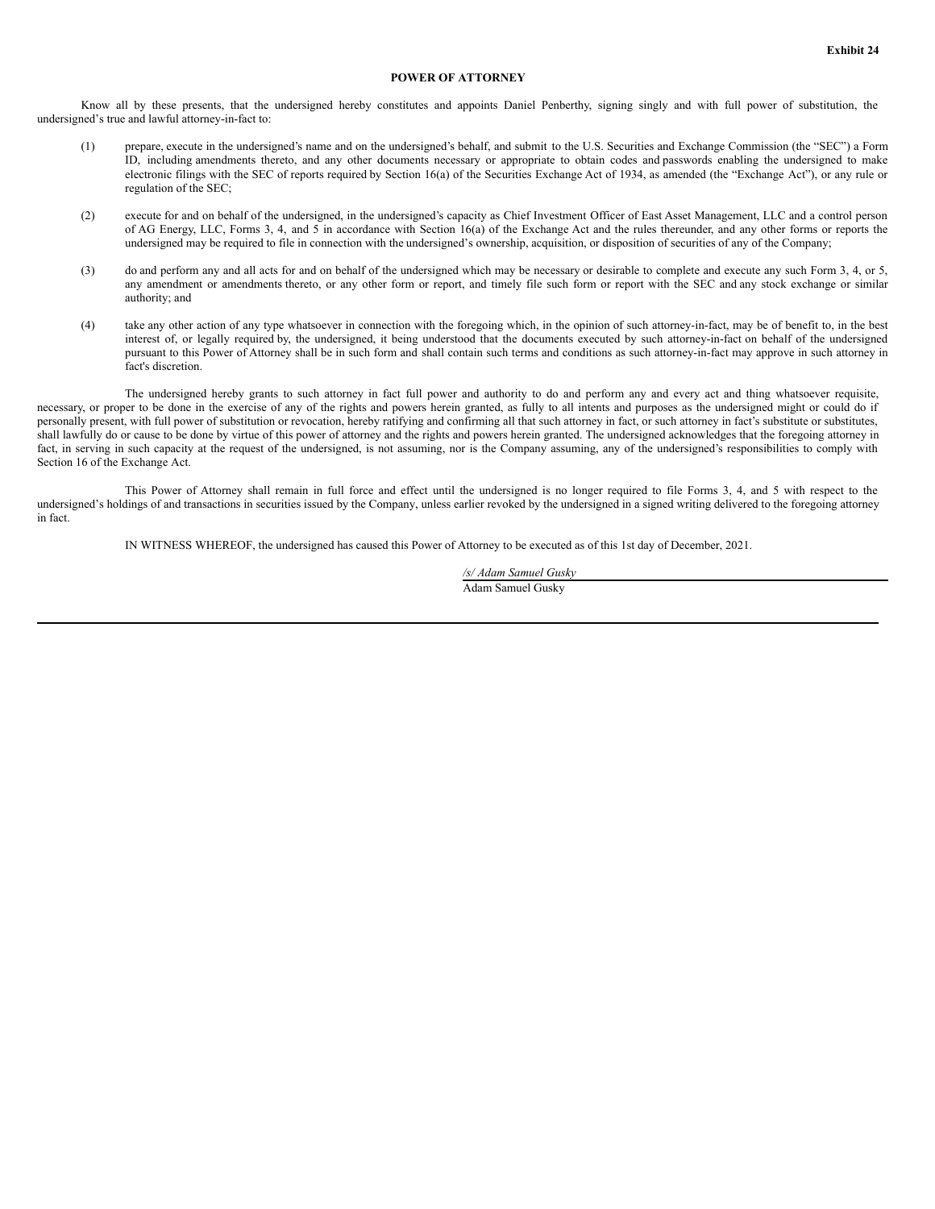**Exhibit 24**

**POWER OF ATTORNEY**

Know all by these presents, that the undersigned hereby constitutes and appoints Daniel Penberthy, signing singly and with full power of substitution, the undersigned's true and lawful attorney-in-fact to:

(1) prepare, execute in the undersigned's name and on the undersigned's behalf, and submit to the U.S. Securities and Exchange Commission (the "SEC") a Form ID, including amendments thereto, and any other documents necessary or appropriate to obtain codes and passwords enabling the undersigned to make electronic filings with the SEC of reports required by Section 16(a) of the Securities Exchange Act of 1934, as amended (the "Exchange Act"), or any rule or regulation of the SEC;

(2) execute for and on behalf of the undersigned, in the undersigned's capacity as Chief Investment Officer of East Asset Management, LLC and a control person of AG Energy, LLC, Forms 3, 4, and 5 in accordance with Section 16(a) of the Exchange Act and the rules thereunder, and any other forms or reports the undersigned may be required to file in connection with the undersigned's ownership, acquisition, or disposition of securities of any of the Company;

(3) do and perform any and all acts for and on behalf of the undersigned which may be necessary or desirable to complete and execute any such Form 3, 4, or 5, any amendment or amendments thereto, or any other form or report, and timely file such form or report with the SEC and any stock exchange or similar authority; and

(4) take any other action of any type whatsoever in connection with the foregoing which, in the opinion of such attorney-in-fact, may be of benefit to, in the best interest of, or legally required by, the undersigned, it being understood that the documents executed by such attorney-in-fact on behalf of the undersigned pursuant to this Power of Attorney shall be in such form and shall contain such terms and conditions as such attorney-in-fact may approve in such attorney in fact's discretion.

The undersigned hereby grants to such attorney in fact full power and authority to do and perform any and every act and thing whatsoever requisite, necessary, or proper to be done in the exercise of any of the rights and powers herein granted, as fully to all intents and purposes as the undersigned might or could do if personally present, with full power of substitution or revocation, hereby ratifying and confirming all that such attorney in fact, or such attorney in fact's substitute or substitutes, shall lawfully do or cause to be done by virtue of this power of attorney and the rights and powers herein granted. The undersigned acknowledges that the foregoing attorney in fact, in serving in such capacity at the request of the undersigned, is not assuming, nor is the Company assuming, any of the undersigned's responsibilities to comply with Section 16 of the Exchange Act.

This Power of Attorney shall remain in full force and effect until the undersigned is no longer required to file Forms 3, 4, and 5 with respect to the undersigned's holdings of and transactions in securities issued by the Company, unless earlier revoked by the undersigned in a signed writing delivered to the foregoing attorney in fact.

IN WITNESS WHEREOF, the undersigned has caused this Power of Attorney to be executed as of this 1st day of December, 2021.

*/s/ Adam Samuel Gusky*

Adam Samuel Gusky